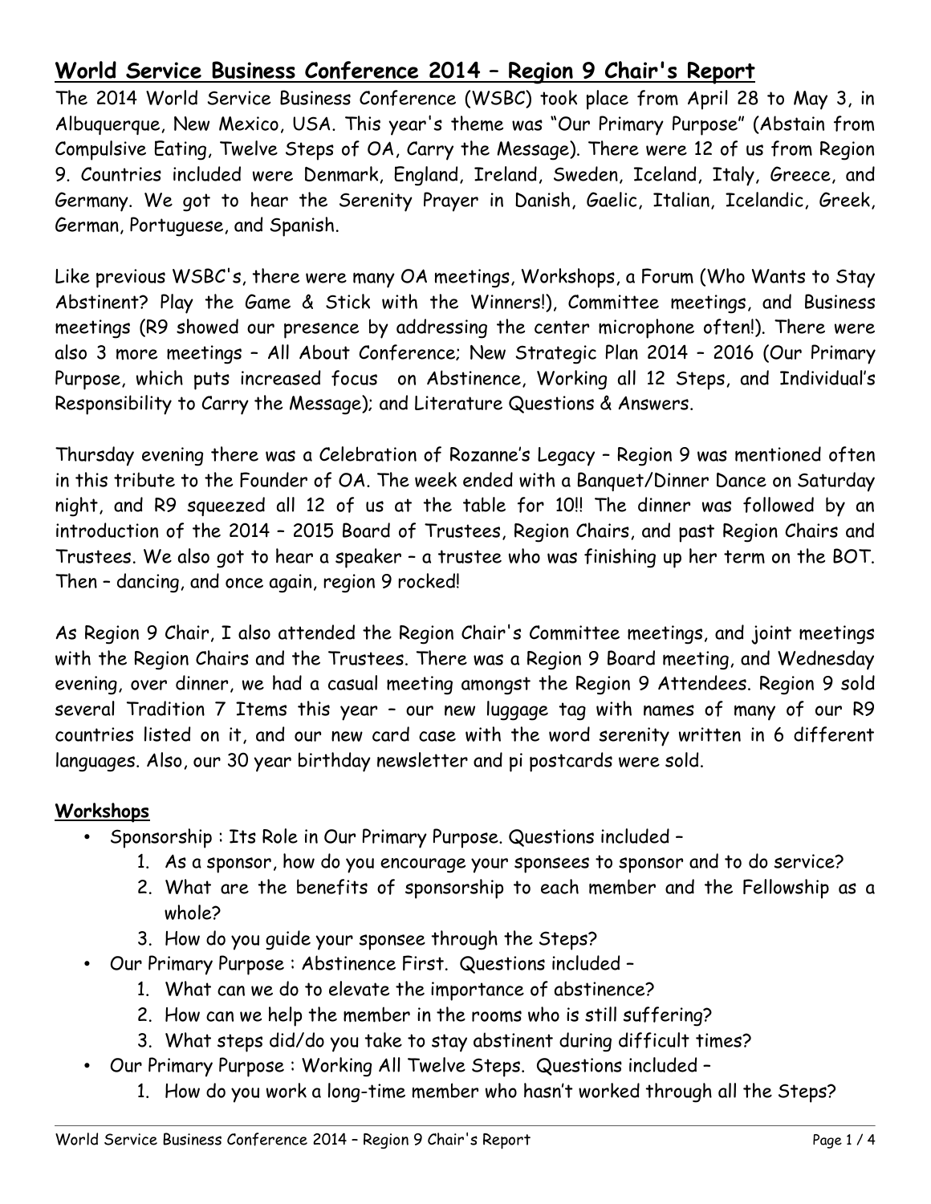# World Service Business Conference 2014 – Region 9 Chair's Report

The 2014 World Service Business Conference (WSBC) took place from April 28 to May 3, in Albuquerque, New Mexico, USA. This year's theme was "Our Primary Purpose" (Abstain from Compulsive Eating, Twelve Steps of OA, Carry the Message). There were 12 of us from Region 9. Countries included were Denmark, England, Ireland, Sweden, Iceland, Italy, Greece, and Germany. We got to hear the Serenity Prayer in Danish, Gaelic, Italian, Icelandic, Greek, German, Portuguese, and Spanish.

Like previous WSBC's, there were many OA meetings, Workshops, a Forum (Who Wants to Stay Abstinent? Play the Game & Stick with the Winners!), Committee meetings, and Business meetings (R9 showed our presence by addressing the center microphone often!). There were also 3 more meetings – All About Conference; New Strategic Plan 2014 – 2016 (Our Primary Purpose, which puts increased focus on Abstinence, Working all 12 Steps, and Individual's Responsibility to Carry the Message); and Literature Questions & Answers.

Thursday evening there was a Celebration of Rozanne's Legacy – Region 9 was mentioned often in this tribute to the Founder of OA. The week ended with a Banquet/Dinner Dance on Saturday night, and R9 squeezed all 12 of us at the table for 10!! The dinner was followed by an introduction of the 2014 – 2015 Board of Trustees, Region Chairs, and past Region Chairs and Trustees. We also got to hear a speaker – a trustee who was finishing up her term on the BOT. Then – dancing, and once again, region 9 rocked!

As Region 9 Chair, I also attended the Region Chair's Committee meetings, and joint meetings with the Region Chairs and the Trustees. There was a Region 9 Board meeting, and Wednesday evening, over dinner, we had a casual meeting amongst the Region 9 Attendees. Region 9 sold several Tradition 7 Items this year – our new luggage tag with names of many of our R9 countries listed on it, and our new card case with the word serenity written in 6 different languages. Also, our 30 year birthday newsletter and pi postcards were sold.

## Workshops

- Sponsorship : Its Role in Our Primary Purpose. Questions included –
  1. As a sponsor, how do you encourage your sponsees to sponsor and to do service?
  2. What are the benefits of sponsorship to each member and the Fellowship as a whole?
  3. How do you guide your sponsee through the Steps?
- Our Primary Purpose : Abstinence First. Questions included –
  1. What can we do to elevate the importance of abstinence?
  2. How can we help the member in the rooms who is still suffering?
  3. What steps did/do you take to stay abstinent during difficult times?
- Our Primary Purpose : Working All Twelve Steps. Questions included –
  1. How do you work a long-time member who hasn't worked through all the Steps?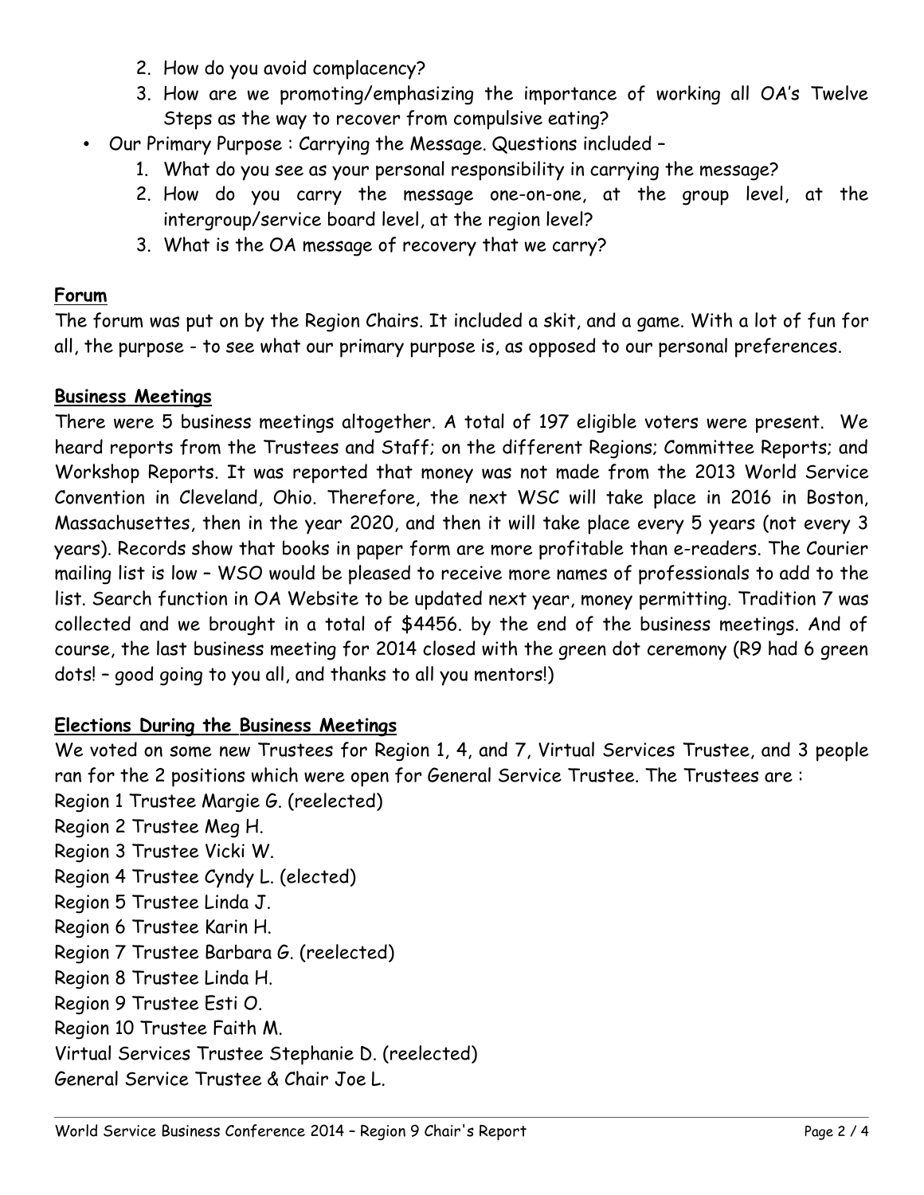2. How do you avoid complacency?
3. How are we promoting/emphasizing the importance of working all OA's Twelve Steps as the way to recover from compulsive eating?

- Our Primary Purpose : Carrying the Message. Questions included –
  1. What do you see as your personal responsibility in carrying the message?
  2. How do you carry the message one-on-one, at the group level, at the intergroup/service board level, at the region level?
  3. What is the OA message of recovery that we carry?

**Forum**

The forum was put on by the Region Chairs. It included a skit, and a game. With a lot of fun for all, the purpose - to see what our primary purpose is, as opposed to our personal preferences.

**Business Meetings**

There were 5 business meetings altogether. A total of 197 eligible voters were present. We heard reports from the Trustees and Staff; on the different Regions; Committee Reports; and Workshop Reports. It was reported that money was not made from the 2013 World Service Convention in Cleveland, Ohio. Therefore, the next WSC will take place in 2016 in Boston, Massachusettes, then in the year 2020, and then it will take place every 5 years (not every 3 years). Records show that books in paper form are more profitable than e-readers. The Courier mailing list is low – WSO would be pleased to receive more names of professionals to add to the list. Search function in OA Website to be updated next year, money permitting. Tradition 7 was collected and we brought in a total of $4456. by the end of the business meetings. And of course, the last business meeting for 2014 closed with the green dot ceremony (R9 had 6 green dots! – good going to you all, and thanks to all you mentors!)

**Elections During the Business Meetings**

We voted on some new Trustees for Region 1, 4, and 7, Virtual Services Trustee, and 3 people ran for the 2 positions which were open for General Service Trustee. The Trustees are :

Region 1 Trustee Margie G. (reelected)
Region 2 Trustee Meg H.
Region 3 Trustee Vicki W.
Region 4 Trustee Cyndy L. (elected)
Region 5 Trustee Linda J.
Region 6 Trustee Karin H.
Region 7 Trustee Barbara G. (reelected)
Region 8 Trustee Linda H.
Region 9 Trustee Esti O.
Region 10 Trustee Faith M.
Virtual Services Trustee Stephanie D. (reelected)
General Service Trustee & Chair Joe L.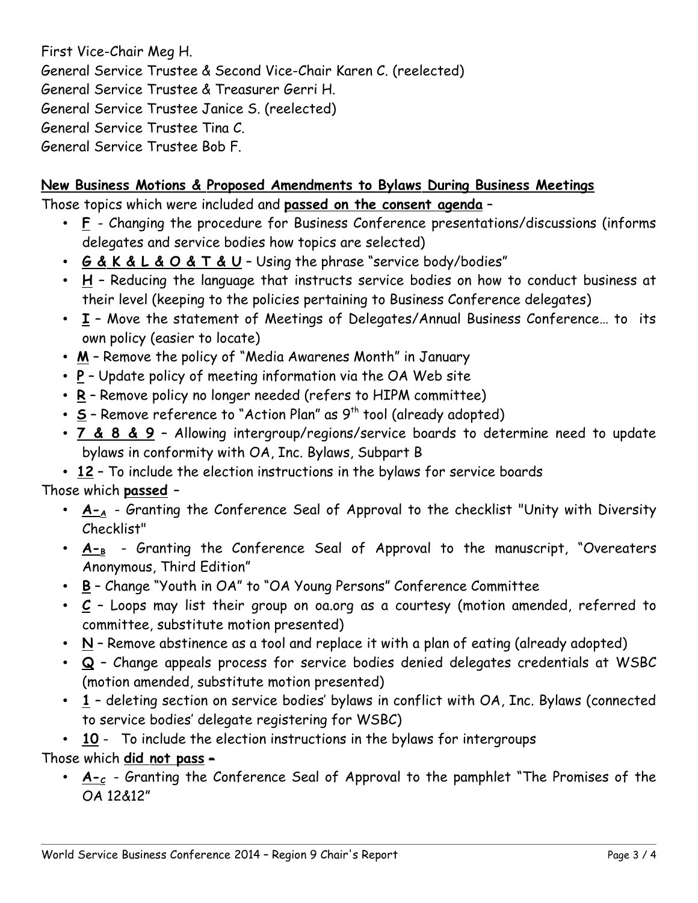First Vice-Chair Meg H.
General Service Trustee & Second Vice-Chair Karen C. (reelected)
General Service Trustee & Treasurer Gerri H.
General Service Trustee Janice S. (reelected)
General Service Trustee Tina C.
General Service Trustee Bob F.

**New Business Motions & Proposed Amendments to Bylaws During Business Meetings**

Those topics which were included and **passed on the consent agenda** –

- **F** - Changing the procedure for Business Conference presentations/discussions (informs delegates and service bodies how topics are selected)
- **G & K & L & O & T & U** – Using the phrase "service body/bodies"
- **H** – Reducing the language that instructs service bodies on how to conduct business at their level (keeping to the policies pertaining to Business Conference delegates)
- **I** – Move the statement of Meetings of Delegates/Annual Business Conference… to its own policy (easier to locate)
- **M** – Remove the policy of "Media Awarenes Month" in January
- **P** – Update policy of meeting information via the OA Web site
- **R** – Remove policy no longer needed (refers to HIPM committee)
- **S** – Remove reference to "Action Plan" as 9th tool (already adopted)
- **7 & 8 & 9** – Allowing intergroup/regions/service boards to determine need to update bylaws in conformity with OA, Inc. Bylaws, Subpart B
- **12** – To include the election instructions in the bylaws for service boards

Those which **passed** –

- **A–A** - Granting the Conference Seal of Approval to the checklist "Unity with Diversity Checklist"
- **A–B** - Granting the Conference Seal of Approval to the manuscript, "Overeaters Anonymous, Third Edition"
- **B** – Change "Youth in OA" to "OA Young Persons" Conference Committee
- **C** – Loops may list their group on oa.org as a courtesy (motion amended, referred to committee, substitute motion presented)
- **N** – Remove abstinence as a tool and replace it with a plan of eating (already adopted)
- **Q** – Change appeals process for service bodies denied delegates credentials at WSBC (motion amended, substitute motion presented)
- **1** – deleting section on service bodies' bylaws in conflict with OA, Inc. Bylaws (connected to service bodies' delegate registering for WSBC)
- **10** - To include the election instructions in the bylaws for intergroups

Those which **did not pass** –

- **A–C** - Granting the Conference Seal of Approval to the pamphlet "The Promises of the OA 12&12"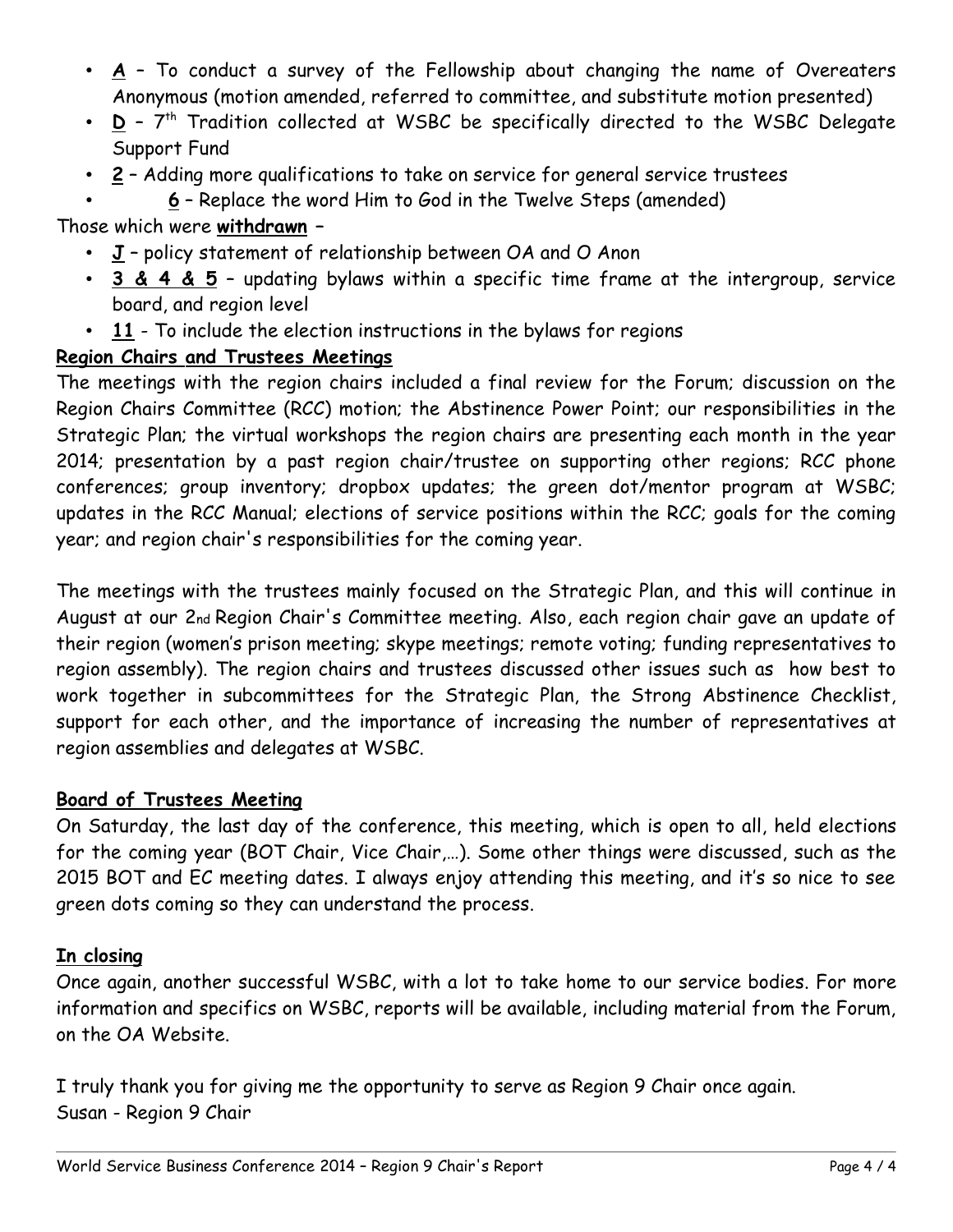- **A** – To conduct a survey of the Fellowship about changing the name of Overeaters Anonymous (motion amended, referred to committee, and substitute motion presented)
- **D** – 7th Tradition collected at WSBC be specifically directed to the WSBC Delegate Support Fund
- **2** – Adding more qualifications to take on service for general service trustees
- **6** – Replace the word Him to God in the Twelve Steps (amended)

Those which were **withdrawn** –

- **J** – policy statement of relationship between OA and O Anon
- **3 & 4 & 5** – updating bylaws within a specific time frame at the intergroup, service board, and region level
- **11** - To include the election instructions in the bylaws for regions

**Region Chairs and Trustees Meetings**

The meetings with the region chairs included a final review for the Forum; discussion on the Region Chairs Committee (RCC) motion; the Abstinence Power Point; our responsibilities in the Strategic Plan; the virtual workshops the region chairs are presenting each month in the year 2014; presentation by a past region chair/trustee on supporting other regions; RCC phone conferences; group inventory; dropbox updates; the green dot/mentor program at WSBC; updates in the RCC Manual; elections of service positions within the RCC; goals for the coming year; and region chair's responsibilities for the coming year.

The meetings with the trustees mainly focused on the Strategic Plan, and this will continue in August at our 2nd Region Chair's Committee meeting. Also, each region chair gave an update of their region (women's prison meeting; skype meetings; remote voting; funding representatives to region assembly). The region chairs and trustees discussed other issues such as how best to work together in subcommittees for the Strategic Plan, the Strong Abstinence Checklist, support for each other, and the importance of increasing the number of representatives at region assemblies and delegates at WSBC.

**Board of Trustees Meeting**

On Saturday, the last day of the conference, this meeting, which is open to all, held elections for the coming year (BOT Chair, Vice Chair,…). Some other things were discussed, such as the 2015 BOT and EC meeting dates. I always enjoy attending this meeting, and it's so nice to see green dots coming so they can understand the process.

**In closing**

Once again, another successful WSBC, with a lot to take home to our service bodies. For more information and specifics on WSBC, reports will be available, including material from the Forum, on the OA Website.

I truly thank you for giving me the opportunity to serve as Region 9 Chair once again.
Susan - Region 9 Chair